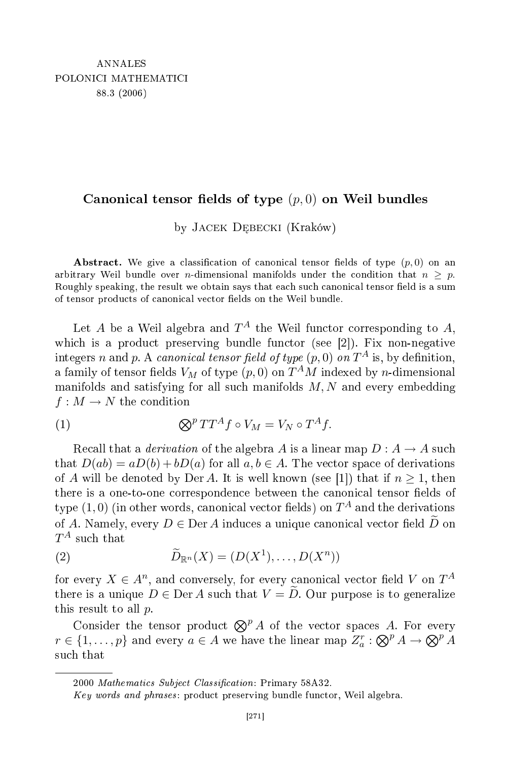ANNALES
POLONICI MATHEMATICI
88.3 (2006)

# Canonical tensor fields of type $(p, 0)$ on Weil bundles

by Jacek Dębecki (Kraków)

**Abstract.** We give a classification of canonical tensor fields of type $(p, 0)$ on an arbitrary Weil bundle over $n$-dimensional manifolds under the condition that $n \geq p$. Roughly speaking, the result we obtain says that each such canonical tensor field is a sum of tensor products of canonical vector fields on the Weil bundle.

Let $A$ be a Weil algebra and $T^A$ the Weil functor corresponding to $A$, which is a product preserving bundle functor (see [2]). Fix non-negative integers $n$ and $p$. A *canonical tensor field of type* $(p, 0)$ *on* $T^A$ is, by definition, a family of tensor fields $V_M$ of type $(p, 0)$ on $T^A M$ indexed by $n$-dimensional manifolds and satisfying for all such manifolds $M, N$ and every embedding $f : M \to N$ the condition

$$\bigotimes^p TT^A f \circ V_M = V_N \circ T^A f. \tag{1}$$

Recall that a *derivation* of the algebra $A$ is a linear map $D : A \to A$ such that $D(ab) = aD(b) + bD(a)$ for all $a, b \in A$. The vector space of derivations of $A$ will be denoted by $\operatorname{Der} A$. It is well known (see [1]) that if $n \geq 1$, then there is a one-to-one correspondence between the canonical tensor fields of type $(1, 0)$ (in other words, canonical vector fields) on $T^A$ and the derivations of $A$. Namely, every $D \in \operatorname{Der} A$ induces a unique canonical vector field $\widetilde{D}$ on $T^A$ such that

$$\widetilde{D}_{\mathbb{R}^n}(X) = (D(X^1), \ldots, D(X^n)) \tag{2}$$

for every $X \in A^n$, and conversely, for every canonical vector field $V$ on $T^A$ there is a unique $D \in \operatorname{Der} A$ such that $V = \widetilde{D}$. Our purpose is to generalize this result to all $p$.

Consider the tensor product $\bigotimes^p A$ of the vector spaces $A$. For every $r \in \{1, \ldots, p\}$ and every $a \in A$ we have the linear map $Z^r_a : \bigotimes^p A \to \bigotimes^p A$ such that

2000 *Mathematics Subject Classification*: Primary 58A32.

*Key words and phrases*: product preserving bundle functor, Weil algebra.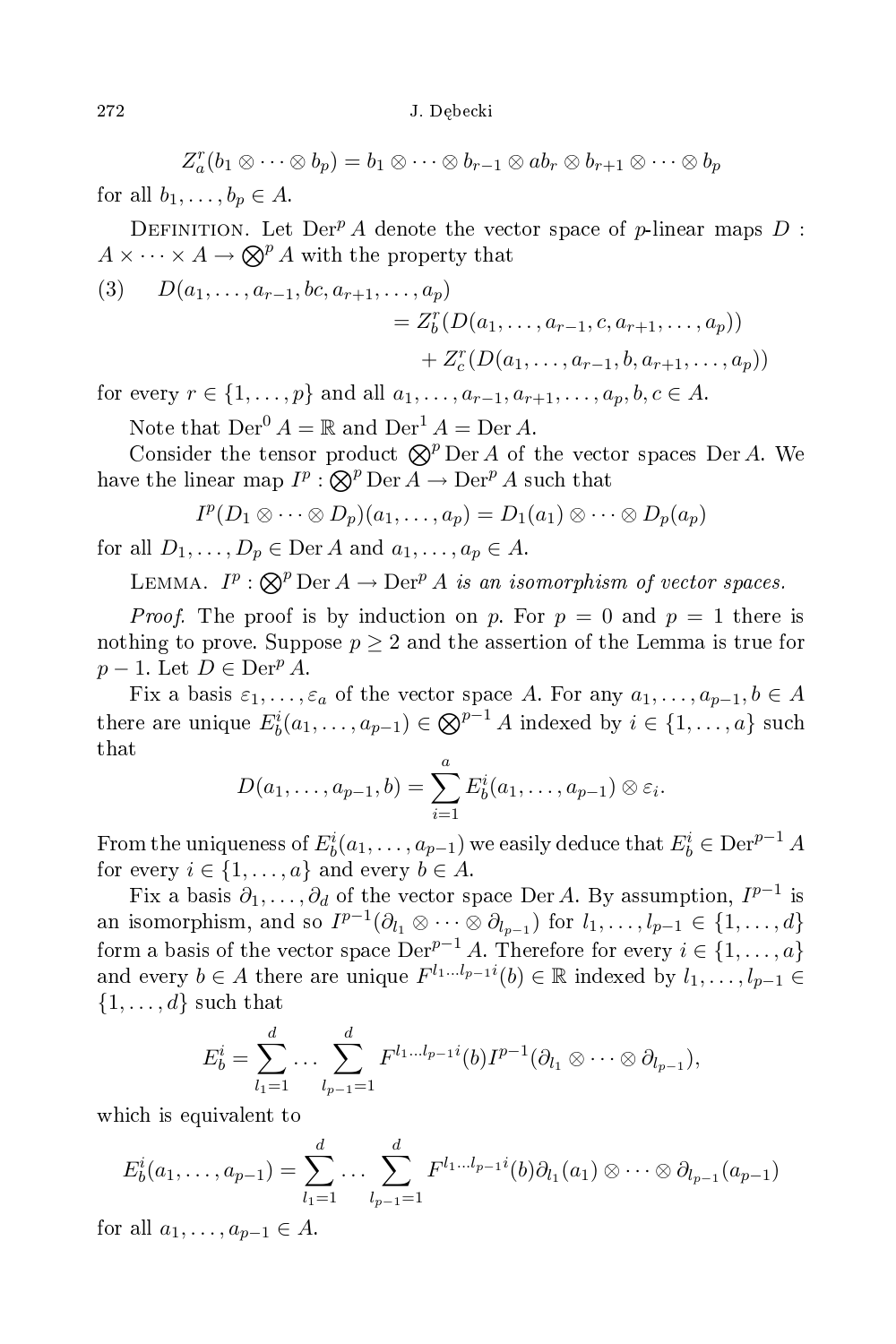$$Z^r_a(b_1 \otimes \cdots \otimes b_p) = b_1 \otimes \cdots \otimes b_{r-1} \otimes ab_r \otimes b_{r+1} \otimes \cdots \otimes b_p$$

for all $b_1, \ldots, b_p \in A$.

Definition. Let $\operatorname{Der}^p A$ denote the vector space of $p$-linear maps $D : A \times \cdots \times A \to \bigotimes^p A$ with the property that

$$
\begin{aligned}
(3) \qquad D(a_1, \ldots, a_{r-1}, bc, a_{r+1}, \ldots, a_p) &= Z^r_b(D(a_1, \ldots, a_{r-1}, c, a_{r+1}, \ldots, a_p)) \\
&\quad + Z^r_c(D(a_1, \ldots, a_{r-1}, b, a_{r+1}, \ldots, a_p))
\end{aligned}
$$

for every $r \in \{1, \ldots, p\}$ and all $a_1, \ldots, a_{r-1}, a_{r+1}, \ldots, a_p, b, c \in A$.

Note that $\operatorname{Der}^0 A = \mathbb{R}$ and $\operatorname{Der}^1 A = \operatorname{Der} A$.

Consider the tensor product $\bigotimes^p \operatorname{Der} A$ of the vector spaces $\operatorname{Der} A$. We have the linear map $I^p : \bigotimes^p \operatorname{Der} A \to \operatorname{Der}^p A$ such that

$$I^p(D_1 \otimes \cdots \otimes D_p)(a_1, \ldots, a_p) = D_1(a_1) \otimes \cdots \otimes D_p(a_p)$$

for all $D_1, \ldots, D_p \in \operatorname{Der} A$ and $a_1, \ldots, a_p \in A$.

Lemma. *$I^p : \bigotimes^p \operatorname{Der} A \to \operatorname{Der}^p A$ is an isomorphism of vector spaces.*

*Proof.* The proof is by induction on $p$. For $p = 0$ and $p = 1$ there is nothing to prove. Suppose $p \geq 2$ and the assertion of the Lemma is true for $p - 1$. Let $D \in \operatorname{Der}^p A$.

Fix a basis $\varepsilon_1, \ldots, \varepsilon_a$ of the vector space $A$. For any $a_1, \ldots, a_{p-1}, b \in A$ there are unique $E^i_b(a_1, \ldots, a_{p-1}) \in \bigotimes^{p-1} A$ indexed by $i \in \{1, \ldots, a\}$ such that

$$D(a_1, \ldots, a_{p-1}, b) = \sum_{i=1}^{a} E^i_b(a_1, \ldots, a_{p-1}) \otimes \varepsilon_i.$$

From the uniqueness of $E^i_b(a_1, \ldots, a_{p-1})$ we easily deduce that $E^i_b \in \operatorname{Der}^{p-1} A$ for every $i \in \{1, \ldots, a\}$ and every $b \in A$.

Fix a basis $\partial_1, \ldots, \partial_d$ of the vector space $\operatorname{Der} A$. By assumption, $I^{p-1}$ is an isomorphism, and so $I^{p-1}(\partial_{l_1} \otimes \cdots \otimes \partial_{l_{p-1}})$ for $l_1, \ldots, l_{p-1} \in \{1, \ldots, d\}$ form a basis of the vector space $\operatorname{Der}^{p-1} A$. Therefore for every $i \in \{1, \ldots, a\}$ and every $b \in A$ there are unique $F^{l_1 \ldots l_{p-1} i}(b) \in \mathbb{R}$ indexed by $l_1, \ldots, l_{p-1} \in \{1, \ldots, d\}$ such that

$$E^i_b = \sum_{l_1=1}^{d} \cdots \sum_{l_{p-1}=1}^{d} F^{l_1 \ldots l_{p-1} i}(b) I^{p-1}(\partial_{l_1} \otimes \cdots \otimes \partial_{l_{p-1}}),$$

which is equivalent to

$$E^i_b(a_1, \ldots, a_{p-1}) = \sum_{l_1=1}^{d} \cdots \sum_{l_{p-1}=1}^{d} F^{l_1 \ldots l_{p-1} i}(b) \partial_{l_1}(a_1) \otimes \cdots \otimes \partial_{l_{p-1}}(a_{p-1})$$

for all $a_1, \ldots, a_{p-1} \in A$.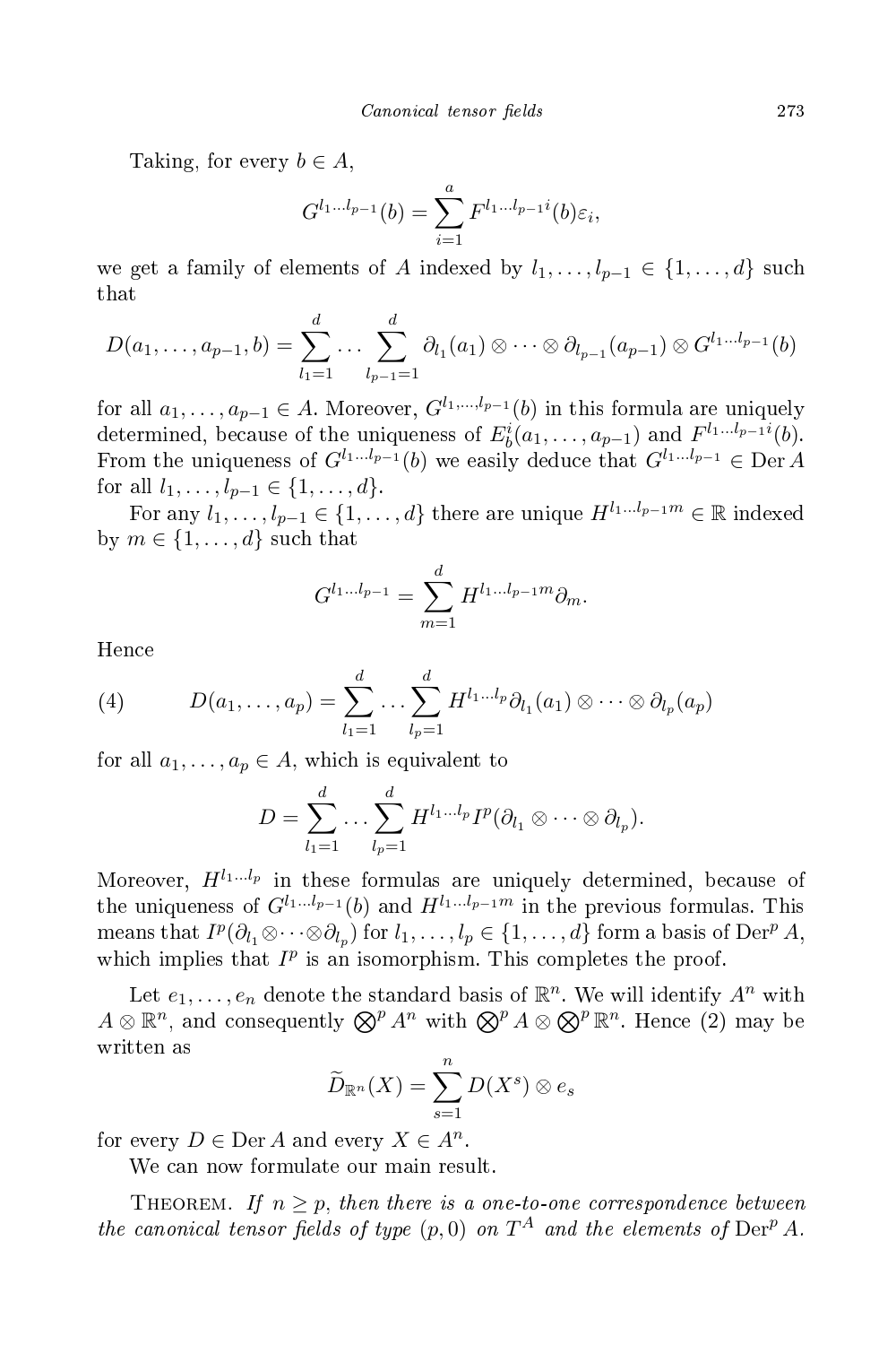Taking, for every $b \in A$,

$$G^{l_1 \ldots l_{p-1}}(b) = \sum_{i=1}^{a} F^{l_1 \ldots l_{p-1} i}(b) \varepsilon_i,$$

we get a family of elements of $A$ indexed by $l_1, \ldots, l_{p-1} \in \{1, \ldots, d\}$ such that

$$D(a_1, \ldots, a_{p-1}, b) = \sum_{l_1=1}^{d} \ldots \sum_{l_{p-1}=1}^{d} \partial_{l_1}(a_1) \otimes \cdots \otimes \partial_{l_{p-1}}(a_{p-1}) \otimes G^{l_1 \ldots l_{p-1}}(b)$$

for all $a_1, \ldots, a_{p-1} \in A$. Moreover, $G^{l_1, \ldots, l_{p-1}}(b)$ in this formula are uniquely determined, because of the uniqueness of $E^i_b(a_1, \ldots, a_{p-1})$ and $F^{l_1 \ldots l_{p-1} i}(b)$. From the uniqueness of $G^{l_1 \ldots l_{p-1}}(b)$ we easily deduce that $G^{l_1 \ldots l_{p-1}} \in \operatorname{Der} A$ for all $l_1, \ldots, l_{p-1} \in \{1, \ldots, d\}$.

For any $l_1, \ldots, l_{p-1} \in \{1, \ldots, d\}$ there are unique $H^{l_1 \ldots l_{p-1} m} \in \mathbb{R}$ indexed by $m \in \{1, \ldots, d\}$ such that

$$G^{l_1 \ldots l_{p-1}} = \sum_{m=1}^{d} H^{l_1 \ldots l_{p-1} m} \partial_m.$$

Hence

$$D(a_1, \ldots, a_p) = \sum_{l_1=1}^{d} \ldots \sum_{l_p=1}^{d} H^{l_1 \ldots l_p} \partial_{l_1}(a_1) \otimes \cdots \otimes \partial_{l_p}(a_p) \tag{4}$$

for all $a_1, \ldots, a_p \in A$, which is equivalent to

$$D = \sum_{l_1=1}^{d} \ldots \sum_{l_p=1}^{d} H^{l_1 \ldots l_p} I^p(\partial_{l_1} \otimes \cdots \otimes \partial_{l_p}).$$

Moreover, $H^{l_1 \ldots l_p}$ in these formulas are uniquely determined, because of the uniqueness of $G^{l_1 \ldots l_{p-1}}(b)$ and $H^{l_1 \ldots l_{p-1} m}$ in the previous formulas. This means that $I^p(\partial_{l_1} \otimes \cdots \otimes \partial_{l_p})$ for $l_1, \ldots, l_p \in \{1, \ldots, d\}$ form a basis of $\operatorname{Der}^p A$, which implies that $I^p$ is an isomorphism. This completes the proof.

Let $e_1, \ldots, e_n$ denote the standard basis of $\mathbb{R}^n$. We will identify $A^n$ with $A \otimes \mathbb{R}^n$, and consequently $\bigotimes^p A^n$ with $\bigotimes^p A \otimes \bigotimes^p \mathbb{R}^n$. Hence (2) may be written as

$$\widetilde{D}_{\mathbb{R}^n}(X) = \sum_{s=1}^{n} D(X^s) \otimes e_s$$

for every $D \in \operatorname{Der} A$ and every $X \in A^n$.

We can now formulate our main result.

Theorem. *If $n \geq p$, then there is a one-to-one correspondence between the canonical tensor fields of type $(p, 0)$ on $T^A$ and the elements of $\operatorname{Der}^p A$.*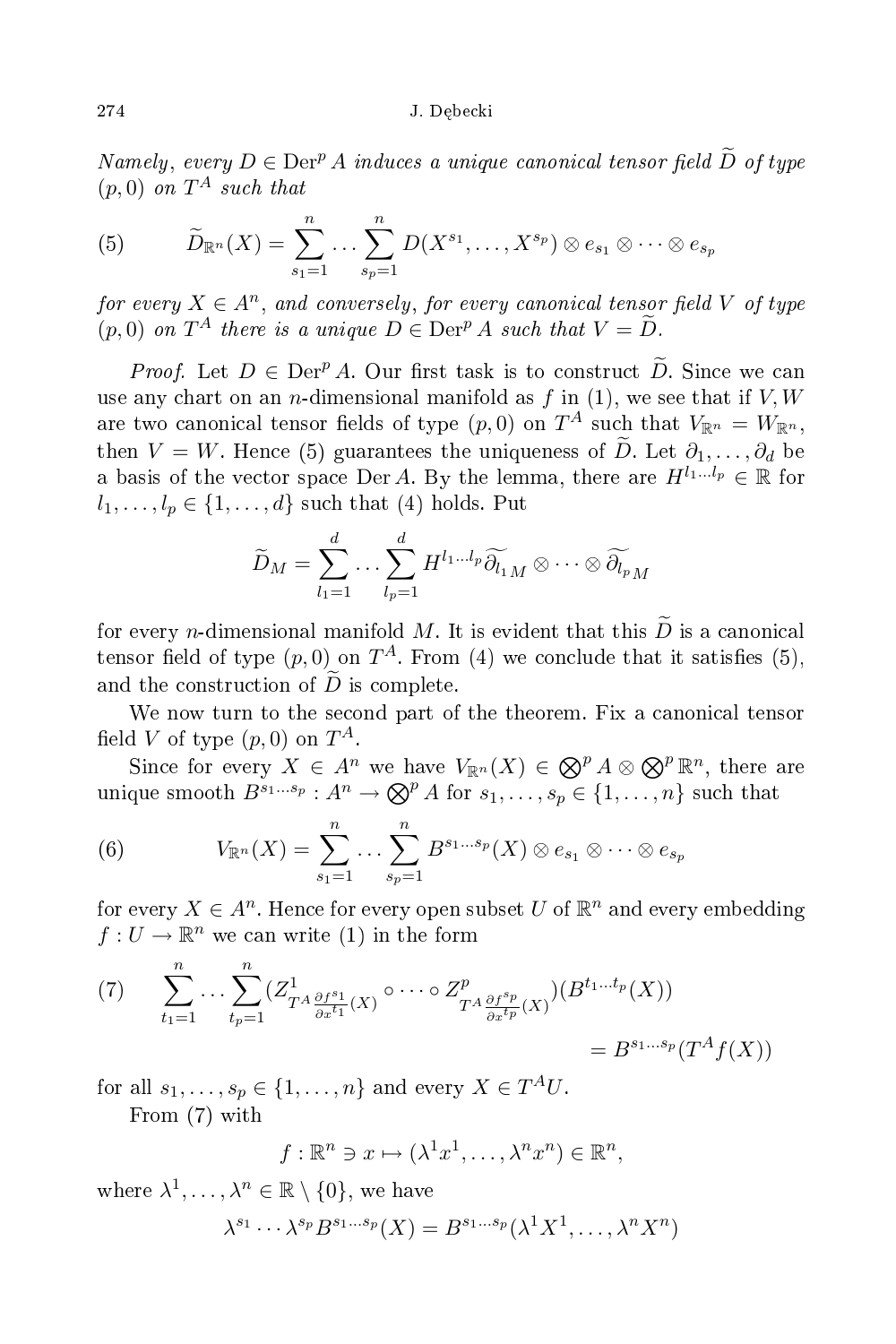*Namely, every $D \in \operatorname{Der}^p A$ induces a unique canonical tensor field $\widetilde{D}$ of type $(p,0)$ on $T^A$ such that*

$$\widetilde{D}_{\mathbb{R}^n}(X) = \sum_{s_1=1}^{n} \cdots \sum_{s_p=1}^{n} D(X^{s_1}, \ldots, X^{s_p}) \otimes e_{s_1} \otimes \cdots \otimes e_{s_p} \tag{5}$$

*for every $X \in A^n$, and conversely, for every canonical tensor field $V$ of type $(p,0)$ on $T^A$ there is a unique $D \in \operatorname{Der}^p A$ such that $V = \widetilde{D}$.*

*Proof.* Let $D \in \operatorname{Der}^p A$. Our first task is to construct $\widetilde{D}$. Since we can use any chart on an $n$-dimensional manifold as $f$ in (1), we see that if $V, W$ are two canonical tensor fields of type $(p,0)$ on $T^A$ such that $V_{\mathbb{R}^n} = W_{\mathbb{R}^n}$, then $V = W$. Hence (5) guarantees the uniqueness of $\widetilde{D}$. Let $\partial_1, \ldots, \partial_d$ be a basis of the vector space $\operatorname{Der} A$. By the lemma, there are $H^{l_1 \ldots l_p} \in \mathbb{R}$ for $l_1, \ldots, l_p \in \{1, \ldots, d\}$ such that (4) holds. Put

$$\widetilde{D}_M = \sum_{l_1=1}^{d} \cdots \sum_{l_p=1}^{d} H^{l_1 \ldots l_p} \widetilde{\partial_{l_1}}_M \otimes \cdots \otimes \widetilde{\partial_{l_p}}_M$$

for every $n$-dimensional manifold $M$. It is evident that this $\widetilde{D}$ is a canonical tensor field of type $(p,0)$ on $T^A$. From (4) we conclude that it satisfies (5), and the construction of $\widetilde{D}$ is complete.

We now turn to the second part of the theorem. Fix a canonical tensor field $V$ of type $(p,0)$ on $T^A$.

Since for every $X \in A^n$ we have $V_{\mathbb{R}^n}(X) \in \bigotimes^p A \otimes \bigotimes^p \mathbb{R}^n$, there are unique smooth $B^{s_1 \ldots s_p} : A^n \to \bigotimes^p A$ for $s_1, \ldots, s_p \in \{1, \ldots, n\}$ such that

$$V_{\mathbb{R}^n}(X) = \sum_{s_1=1}^{n} \cdots \sum_{s_p=1}^{n} B^{s_1 \ldots s_p}(X) \otimes e_{s_1} \otimes \cdots \otimes e_{s_p} \tag{6}$$

for every $X \in A^n$. Hence for every open subset $U$ of $\mathbb{R}^n$ and every embedding $f : U \to \mathbb{R}^n$ we can write (1) in the form

$$\sum_{t_1=1}^{n} \cdots \sum_{t_p=1}^{n} \Big(Z^1_{T^A \frac{\partial f^{s_1}}{\partial x^{t_1}}(X)} \circ \cdots \circ Z^p_{T^A \frac{\partial f^{s_p}}{\partial x^{t_p}}(X)}\Big)(B^{t_1 \ldots t_p}(X)) = B^{s_1 \ldots s_p}(T^A f(X)) \tag{7}$$

for all $s_1, \ldots, s_p \in \{1, \ldots, n\}$ and every $X \in T^A U$.

From (7) with

$$f : \mathbb{R}^n \ni x \mapsto (\lambda^1 x^1, \ldots, \lambda^n x^n) \in \mathbb{R}^n,$$

where $\lambda^1, \ldots, \lambda^n \in \mathbb{R} \setminus \{0\}$, we have

$$\lambda^{s_1} \cdots \lambda^{s_p} B^{s_1 \ldots s_p}(X) = B^{s_1 \ldots s_p}(\lambda^1 X^1, \ldots, \lambda^n X^n)$$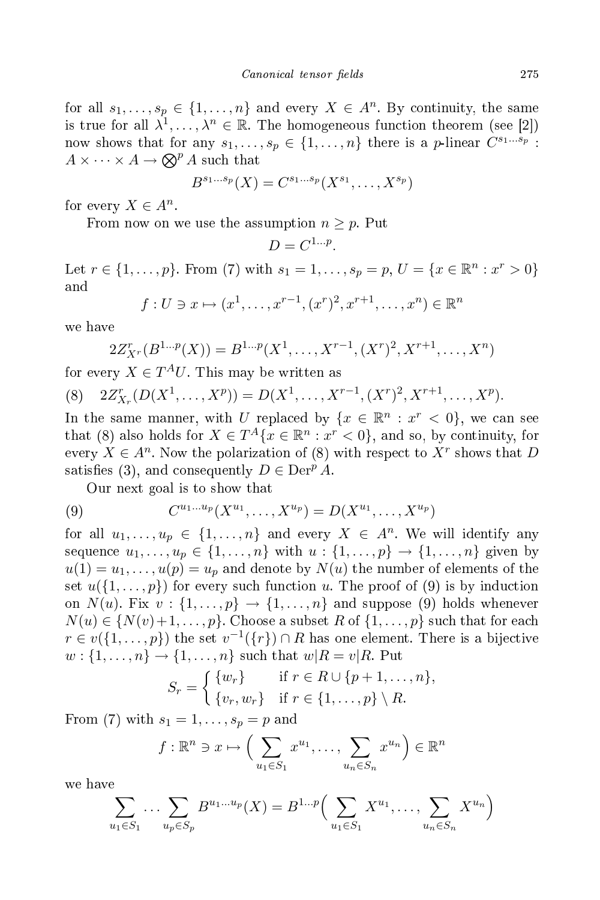for all $s_1, \ldots, s_p \in \{1, \ldots, n\}$ and every $X \in A^n$. By continuity, the same is true for all $\lambda^1, \ldots, \lambda^n \in \mathbb{R}$. The homogeneous function theorem (see [2]) now shows that for any $s_1, \ldots, s_p \in \{1, \ldots, n\}$ there is a $p$-linear $C^{s_1 \ldots s_p} : A \times \cdots \times A \to \bigotimes^p A$ such that

$$B^{s_1 \ldots s_p}(X) = C^{s_1 \ldots s_p}(X^{s_1}, \ldots, X^{s_p})$$

for every $X \in A^n$.

From now on we use the assumption $n \geq p$. Put

$$D = C^{1 \ldots p}.$$

Let $r \in \{1, \ldots, p\}$. From (7) with $s_1 = 1, \ldots, s_p = p$, $U = \{x \in \mathbb{R}^n : x^r > 0\}$ and

$$f : U \ni x \mapsto (x^1, \ldots, x^{r-1}, (x^r)^2, x^{r+1}, \ldots, x^n) \in \mathbb{R}^n$$

we have

$$2Z^r_{X^r}(B^{1 \ldots p}(X)) = B^{1 \ldots p}(X^1, \ldots, X^{r-1}, (X^r)^2, X^{r+1}, \ldots, X^n)$$

for every $X \in T^A U$. This may be written as

$$(8) \quad 2Z^r_{X_r}(D(X^1, \ldots, X^p)) = D(X^1, \ldots, X^{r-1}, (X^r)^2, X^{r+1}, \ldots, X^p).$$

In the same manner, with $U$ replaced by $\{x \in \mathbb{R}^n : x^r < 0\}$, we can see that (8) also holds for $X \in T^A\{x \in \mathbb{R}^n : x^r < 0\}$, and so, by continuity, for every $X \in A^n$. Now the polarization of (8) with respect to $X^r$ shows that $D$ satisfies (3), and consequently $D \in \mathrm{Der}^p A$.

Our next goal is to show that

$$(9) \qquad C^{u_1 \ldots u_p}(X^{u_1}, \ldots, X^{u_p}) = D(X^{u_1}, \ldots, X^{u_p})$$

for all $u_1, \ldots, u_p \in \{1, \ldots, n\}$ and every $X \in A^n$. We will identify any sequence $u_1, \ldots, u_p \in \{1, \ldots, n\}$ with $u : \{1, \ldots, p\} \to \{1, \ldots, n\}$ given by $u(1) = u_1, \ldots, u(p) = u_p$ and denote by $N(u)$ the number of elements of the set $u(\{1, \ldots, p\})$ for every such function $u$. The proof of (9) is by induction on $N(u)$. Fix $v : \{1, \ldots, p\} \to \{1, \ldots, n\}$ and suppose (9) holds whenever $N(u) \in \{N(v)+1, \ldots, p\}$. Choose a subset $R$ of $\{1, \ldots, p\}$ such that for each $r \in v(\{1, \ldots, p\})$ the set $v^{-1}(\{r\}) \cap R$ has one element. There is a bijective $w : \{1, \ldots, n\} \to \{1, \ldots, n\}$ such that $w|R = v|R$. Put

$$S_r = \begin{cases} \{w_r\} & \text{if } r \in R \cup \{p+1, \ldots, n\}, \\ \{v_r, w_r\} & \text{if } r \in \{1, \ldots, p\} \setminus R. \end{cases}$$

From (7) with $s_1 = 1, \ldots, s_p = p$ and

$$f : \mathbb{R}^n \ni x \mapsto \Big( \sum_{u_1 \in S_1} x^{u_1}, \ldots, \sum_{u_n \in S_n} x^{u_n} \Big) \in \mathbb{R}^n$$

we have

$$\sum_{u_1 \in S_1} \cdots \sum_{u_p \in S_p} B^{u_1 \ldots u_p}(X) = B^{1 \ldots p}\Big( \sum_{u_1 \in S_1} X^{u_1}, \ldots, \sum_{u_n \in S_n} X^{u_n} \Big)$$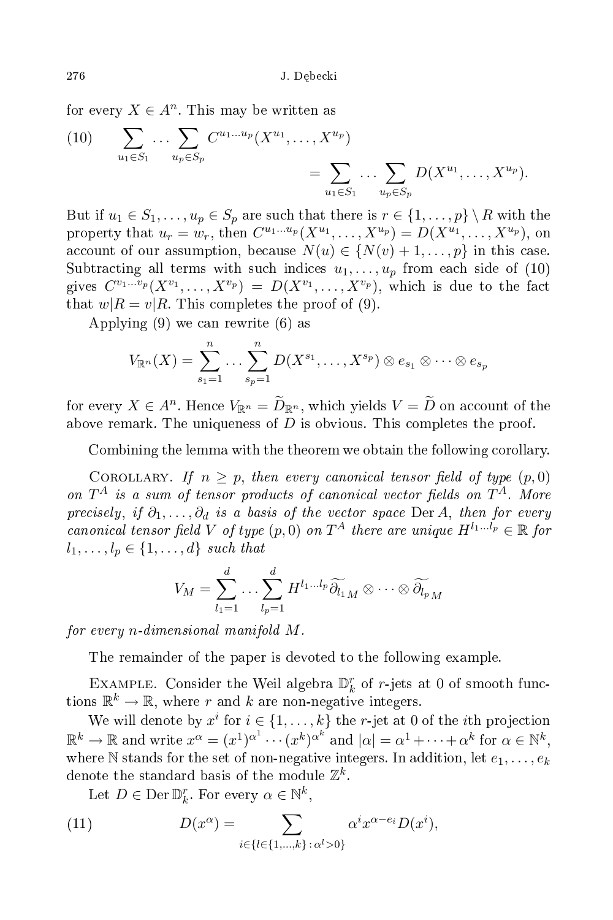for every $X \in A^n$. This may be written as

$$
(10) \qquad \sum_{u_1 \in S_1} \cdots \sum_{u_p \in S_p} C^{u_1 \ldots u_p}(X^{u_1}, \ldots, X^{u_p}) = \sum_{u_1 \in S_1} \cdots \sum_{u_p \in S_p} D(X^{u_1}, \ldots, X^{u_p}).
$$

But if $u_1 \in S_1, \ldots, u_p \in S_p$ are such that there is $r \in \{1, \ldots, p\} \setminus R$ with the property that $u_r = w_r$, then $C^{u_1 \ldots u_p}(X^{u_1}, \ldots, X^{u_p}) = D(X^{u_1}, \ldots, X^{u_p})$, on account of our assumption, because $N(u) \in \{N(v) + 1, \ldots, p\}$ in this case. Subtracting all terms with such indices $u_1, \ldots, u_p$ from each side of (10) gives $C^{v_1 \ldots v_p}(X^{v_1}, \ldots, X^{v_p}) = D(X^{v_1}, \ldots, X^{v_p})$, which is due to the fact that $w|R = v|R$. This completes the proof of (9).

Applying (9) we can rewrite (6) as

$$
V_{\mathbb{R}^n}(X) = \sum_{s_1=1}^{n} \cdots \sum_{s_p=1}^{n} D(X^{s_1}, \ldots, X^{s_p}) \otimes e_{s_1} \otimes \cdots \otimes e_{s_p}
$$

for every $X \in A^n$. Hence $V_{\mathbb{R}^n} = \widetilde{D}_{\mathbb{R}^n}$, which yields $V = \widetilde{D}$ on account of the above remark. The uniqueness of $D$ is obvious. This completes the proof.

Combining the lemma with the theorem we obtain the following corollary.

Corollary. *If $n \geq p$, then every canonical tensor field of type $(p, 0)$ on $T^A$ is a sum of tensor products of canonical vector fields on $T^A$. More precisely, if $\partial_1, \ldots, \partial_d$ is a basis of the vector space $\operatorname{Der} A$, then for every canonical tensor field $V$ of type $(p, 0)$ on $T^A$ there are unique $H^{l_1 \ldots l_p} \in \mathbb{R}$ for $l_1, \ldots, l_p \in \{1, \ldots, d\}$ such that*

$$
V_M = \sum_{l_1=1}^{d} \cdots \sum_{l_p=1}^{d} H^{l_1 \ldots l_p} \widetilde{\partial_{l_1}}_M \otimes \cdots \otimes \widetilde{\partial_{l_p}}_M
$$

*for every $n$-dimensional manifold $M$.*

The remainder of the paper is devoted to the following example.

Example. Consider the Weil algebra $\mathbb{D}_k^r$ of $r$-jets at 0 of smooth functions $\mathbb{R}^k \to \mathbb{R}$, where $r$ and $k$ are non-negative integers.

We will denote by $x^i$ for $i \in \{1, \ldots, k\}$ the $r$-jet at 0 of the $i$th projection $\mathbb{R}^k \to \mathbb{R}$ and write $x^\alpha = (x^1)^{\alpha^1} \cdots (x^k)^{\alpha^k}$ and $|\alpha| = \alpha^1 + \cdots + \alpha^k$ for $\alpha \in \mathbb{N}^k$, where $\mathbb{N}$ stands for the set of non-negative integers. In addition, let $e_1, \ldots, e_k$ denote the standard basis of the module $\mathbb{Z}^k$.

Let $D \in \operatorname{Der} \mathbb{D}_k^r$. For every $\alpha \in \mathbb{N}^k$,

$$
(11) \qquad D(x^\alpha) = \sum_{i \in \{l \in \{1, \ldots, k\} \,:\, \alpha^l > 0\}} \alpha^i x^{\alpha - e_i} D(x^i),
$$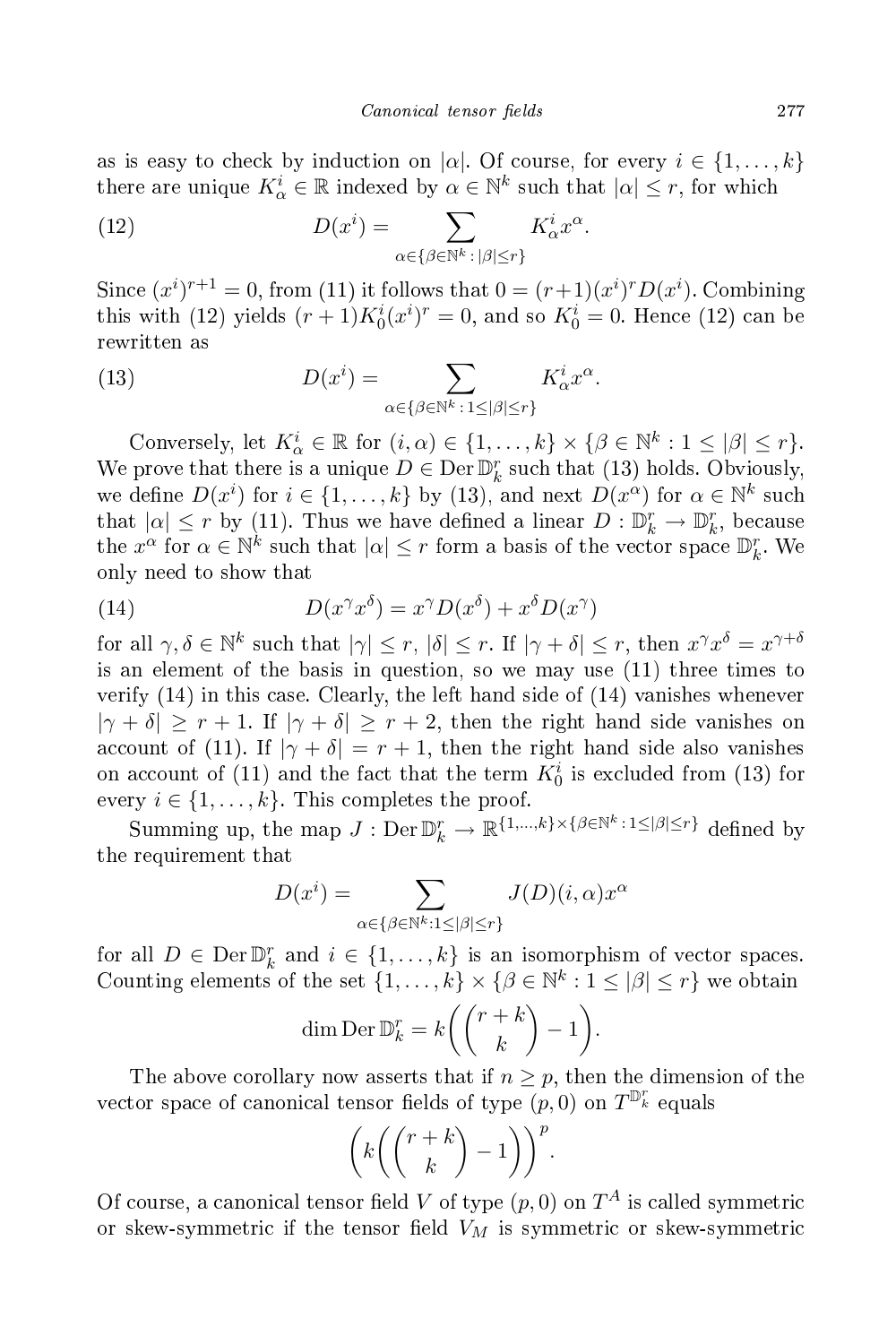as is easy to check by induction on $|\alpha|$. Of course, for every $i \in \{1, \ldots, k\}$ there are unique $K^i_\alpha \in \mathbb{R}$ indexed by $\alpha \in \mathbb{N}^k$ such that $|\alpha| \le r$, for which

$$D(x^i) = \sum_{\alpha \in \{\beta \in \mathbb{N}^k \,:\, |\beta| \le r\}} K^i_\alpha x^\alpha. \tag{12}$$

Since $(x^i)^{r+1} = 0$, from (11) it follows that $0 = (r+1)(x^i)^r D(x^i)$. Combining this with (12) yields $(r+1)K^i_0 (x^i)^r = 0$, and so $K^i_0 = 0$. Hence (12) can be rewritten as

$$D(x^i) = \sum_{\alpha \in \{\beta \in \mathbb{N}^k \,:\, 1 \le |\beta| \le r\}} K^i_\alpha x^\alpha. \tag{13}$$

Conversely, let $K^i_\alpha \in \mathbb{R}$ for $(i, \alpha) \in \{1, \ldots, k\} \times \{\beta \in \mathbb{N}^k : 1 \le |\beta| \le r\}$. We prove that there is a unique $D \in \operatorname{Der} \mathbb{D}^r_k$ such that (13) holds. Obviously, we define $D(x^i)$ for $i \in \{1, \ldots, k\}$ by (13), and next $D(x^\alpha)$ for $\alpha \in \mathbb{N}^k$ such that $|\alpha| \le r$ by (11). Thus we have defined a linear $D : \mathbb{D}^r_k \to \mathbb{D}^r_k$, because the $x^\alpha$ for $\alpha \in \mathbb{N}^k$ such that $|\alpha| \le r$ form a basis of the vector space $\mathbb{D}^r_k$. We only need to show that

$$D(x^\gamma x^\delta) = x^\gamma D(x^\delta) + x^\delta D(x^\gamma) \tag{14}$$

for all $\gamma, \delta \in \mathbb{N}^k$ such that $|\gamma| \le r$, $|\delta| \le r$. If $|\gamma + \delta| \le r$, then $x^\gamma x^\delta = x^{\gamma+\delta}$ is an element of the basis in question, so we may use (11) three times to verify (14) in this case. Clearly, the left hand side of (14) vanishes whenever $|\gamma + \delta| \ge r + 1$. If $|\gamma + \delta| \ge r + 2$, then the right hand side vanishes on account of (11). If $|\gamma + \delta| = r + 1$, then the right hand side also vanishes on account of (11) and the fact that the term $K^i_0$ is excluded from (13) for every $i \in \{1, \ldots, k\}$. This completes the proof.

Summing up, the map $J : \operatorname{Der} \mathbb{D}^r_k \to \mathbb{R}^{\{1,\ldots,k\} \times \{\beta \in \mathbb{N}^k \,:\, 1 \le |\beta| \le r\}}$ defined by the requirement that

$$D(x^i) = \sum_{\alpha \in \{\beta \in \mathbb{N}^k : 1 \le |\beta| \le r\}} J(D)(i, \alpha) x^\alpha$$

for all $D \in \operatorname{Der} \mathbb{D}^r_k$ and $i \in \{1, \ldots, k\}$ is an isomorphism of vector spaces. Counting elements of the set $\{1, \ldots, k\} \times \{\beta \in \mathbb{N}^k : 1 \le |\beta| \le r\}$ we obtain

$$\dim \operatorname{Der} \mathbb{D}^r_k = k\left(\binom{r+k}{k} - 1\right).$$

The above corollary now asserts that if $n \ge p$, then the dimension of the vector space of canonical tensor fields of type $(p, 0)$ on $T^{\mathbb{D}^r_k}$ equals

$$\left(k\left(\binom{r+k}{k} - 1\right)\right)^p.$$

Of course, a canonical tensor field $V$ of type $(p, 0)$ on $T^A$ is called symmetric or skew-symmetric if the tensor field $V_M$ is symmetric or skew-symmetric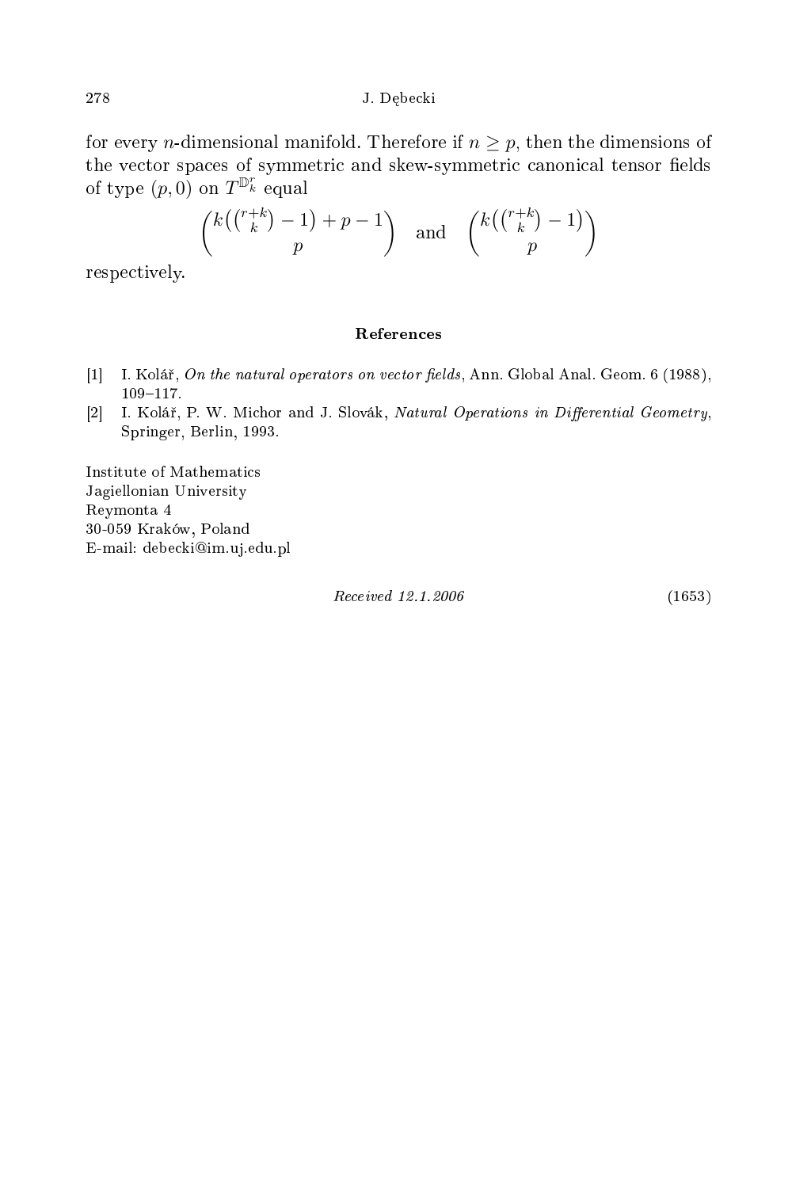for every $n$-dimensional manifold. Therefore if $n \geq p$, then the dimensions of the vector spaces of symmetric and skew-symmetric canonical tensor fields of type $(p, 0)$ on $T^{\mathbb{D}^r_k}$ equal

$$\binom{k\left(\binom{r+k}{k} - 1\right) + p - 1}{p} \quad \text{and} \quad \binom{k\left(\binom{r+k}{k} - 1\right)}{p}$$

respectively.

## References

[1] I. Kolář, *On the natural operators on vector fields*, Ann. Global Anal. Geom. 6 (1988), 109–117.

[2] I. Kolář, P. W. Michor and J. Slovák, *Natural Operations in Differential Geometry*, Springer, Berlin, 1993.

Institute of Mathematics
Jagiellonian University
Reymonta 4
30-059 Kraków, Poland
E-mail: debecki@im.uj.edu.pl

*Received 12.1.2006* (1653)